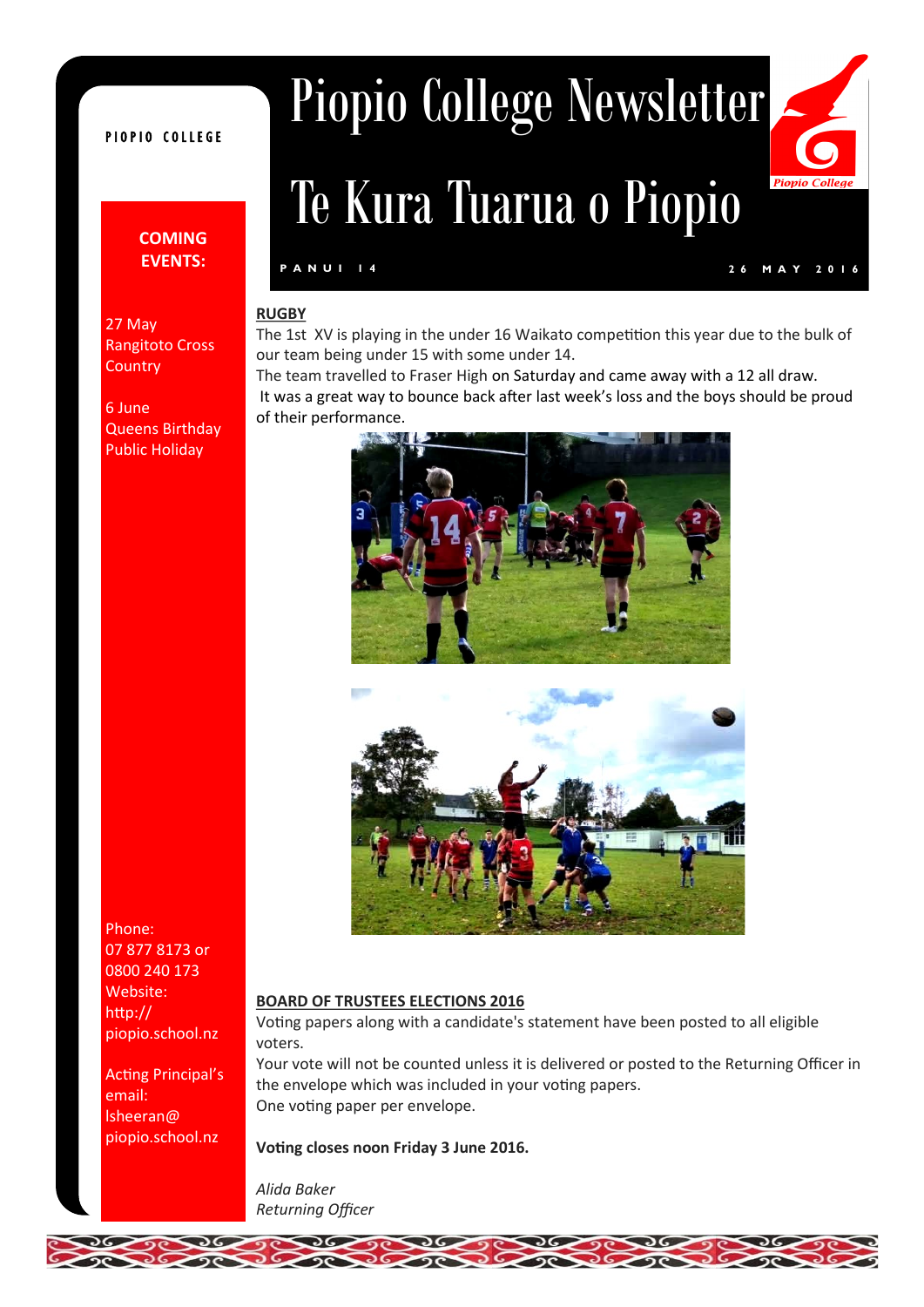# Piopio College Newsletter

# Te Kura Tuarua o Piopio

PIOPIO COLLEGE

PANUI 14 — 26 MAY 2016

**COMING EVENTS:**

27 May
Rangitoto Cross Country

6 June
Queens Birthday Public Holiday

Phone:
07 877 8173 or
0800 240 173
Website:
http://piopio.school.nz

Acting Principal's email:
lsheeran@piopio.school.nz

## RUGBY

The 1st XV is playing in the under 16 Waikato competition this year due to the bulk of our team being under 15 with some under 14.
The team travelled to Fraser High on Saturday and came away with a 12 all draw.
It was a great way to bounce back after last week's loss and the boys should be proud of their performance.

## BOARD OF TRUSTEES ELECTIONS 2016

Voting papers along with a candidate's statement have been posted to all eligible voters.
Your vote will not be counted unless it is delivered or posted to the Returning Officer in the envelope which was included in your voting papers.
One voting paper per envelope.

**Voting closes noon Friday 3 June 2016.**

*Alida Baker*
*Returning Officer*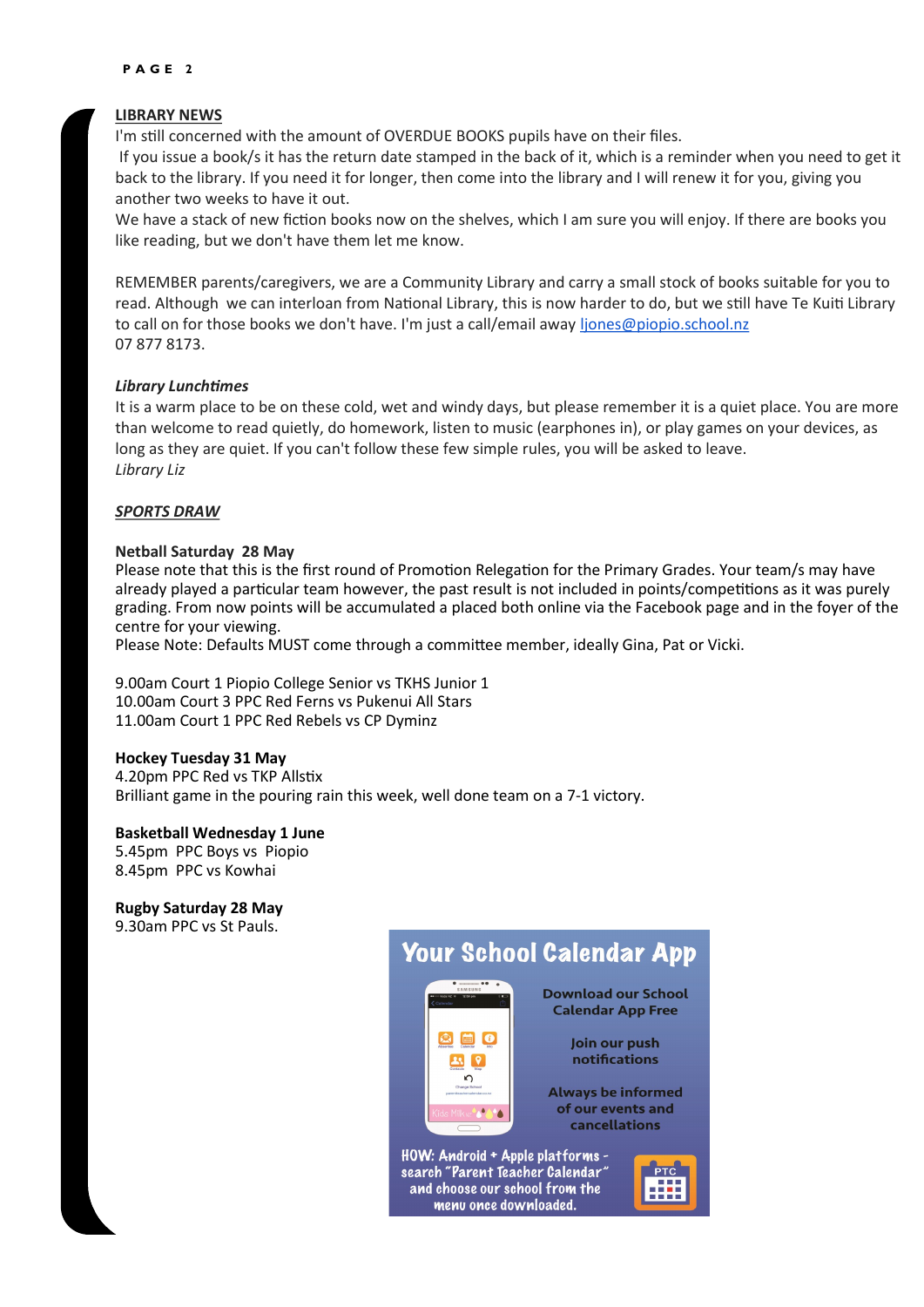## LIBRARY NEWS

I'm still concerned with the amount of OVERDUE BOOKS pupils have on their files.

If you issue a book/s it has the return date stamped in the back of it, which is a reminder when you need to get it back to the library. If you need it for longer, then come into the library and I will renew it for you, giving you another two weeks to take it out.

We have a stack of new fiction books now on the shelves, which I am sure you will enjoy. If there are books you like reading, but we don't have them let me know.

REMEMBER parents/caregivers, we are a Community Library and carry a small stock of books suitable for you to read. Although we can interloan from National Library, this is now harder to do, but we still have Te Kuiti Library to call on for those books we don't have. I'm just a call/email away ljones@piopio.school.nz
07 877 8173.

### *Library Lunchtimes*

It is a warm place to be on these cold, wet and windy days, but please remember it is a quiet place. You are more than welcome to read quietly, do homework, listen to music (earphones in), or play games on your devices, as long as they are quiet. If you can't follow these few simple rules, you will be asked to leave.
*Library Liz*

## *SPORTS DRAW*

**Netball Saturday 28 May**

Please note that this is the first round of Promotion Relegation for the Primary Grades. Your team/s may have already played a particular team however, the past result is not included in points/competitions as it was purely grading. From now points will be accumulated a placed both online via the Facebook page and in the foyer of the centre for your viewing.
Please Note: Defaults MUST come through a committee member, ideally Gina, Pat or Vicki.

9.00am Court 1 Piopio College Senior vs TKHS Junior 1
10.00am Court 3 PPC Red Ferns vs Pukenui All Stars
11.00am Court 1 PPC Red Rebels vs CP Dyminz

**Hockey Tuesday 31 May**
4.20pm PPC Red vs TKP Allstix
Brilliant game in the pouring rain this week, well done team on a 7-1 victory.

**Basketball Wednesday 1 June**
5.45pm PPC Boys vs Piopio
8.45pm PPC vs Kowhai

**Rugby Saturday 28 May**
9.30am PPC vs St Pauls.

## Your School Calendar App

Download our School Calendar App Free

Join our push notifications

Always be informed of our events and cancellations

HOW: Android + Apple platforms - search "Parent Teacher Calendar" and choose our school from the menu once downloaded.